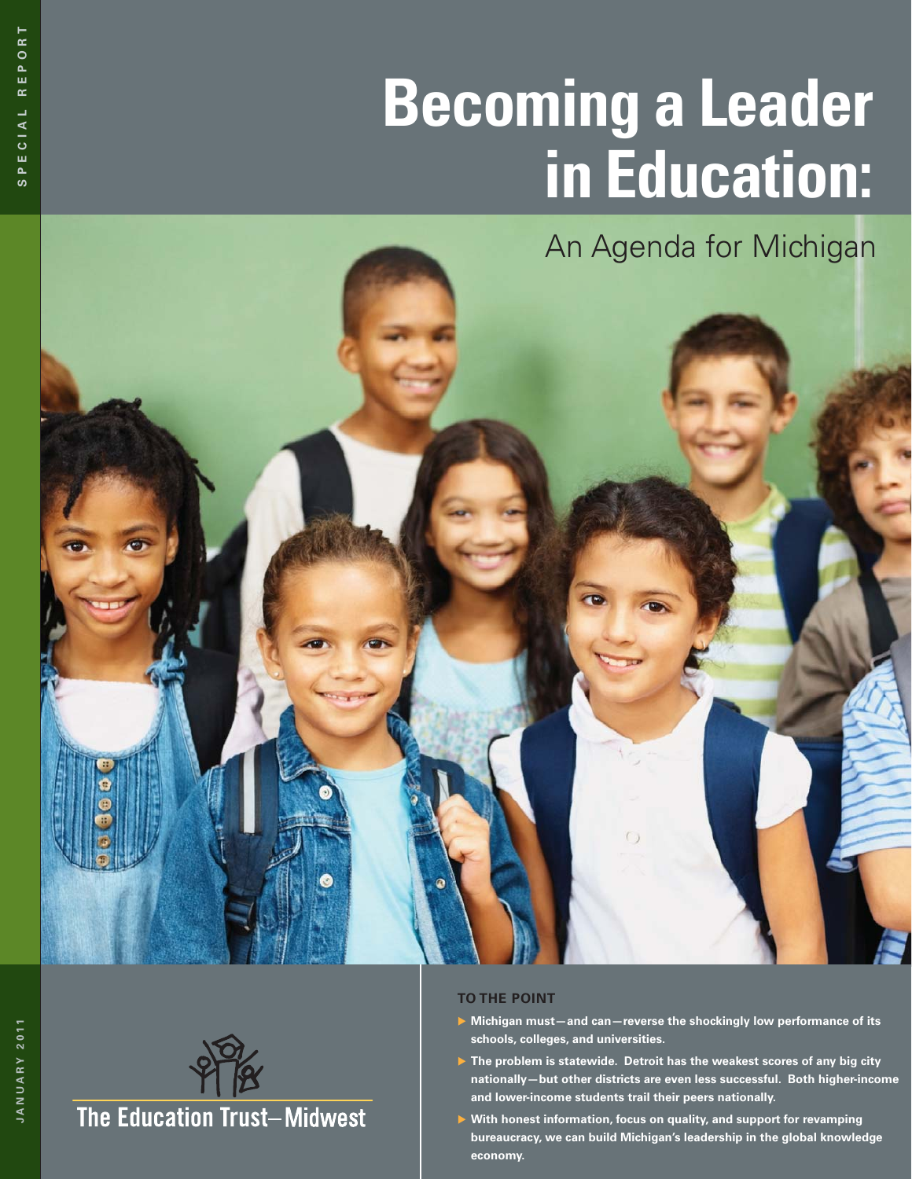SPECIAL REPORT

JANUARY 2011

# Becoming a Leader in Education:

## An Agenda for Michigan

The Education Trust–Midwest

### TO THE POINT

- **Michigan must—and can—reverse the shockingly low performance of its schools, colleges, and universities.**
- **The problem is statewide. Detroit has the weakest scores of any big city nationally—but other districts are even less successful. Both higher-income and lower-income students trail their peers nationally.**
- **With honest information, focus on quality, and support for revamping bureaucracy, we can build Michigan's leadership in the global knowledge economy.**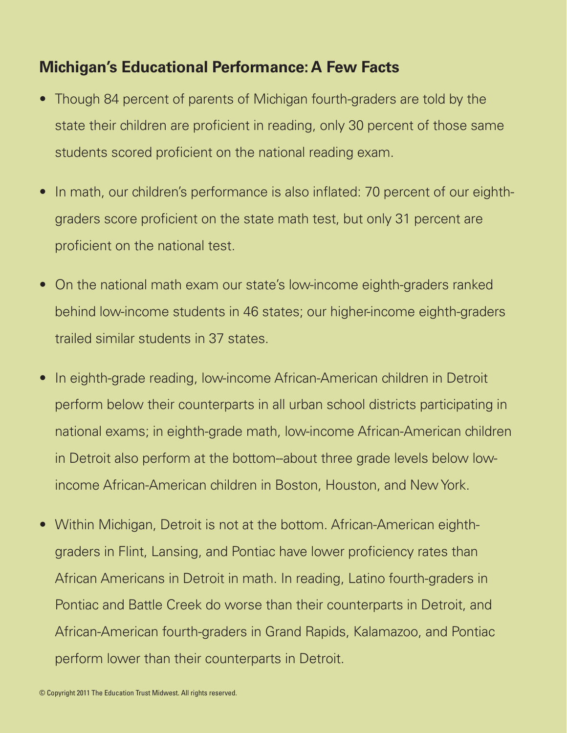## Michigan's Educational Performance: A Few Facts

- Though 84 percent of parents of Michigan fourth-graders are told by the state their children are proficient in reading, only 30 percent of those same students scored proficient on the national reading exam.
- In math, our children's performance is also inflated: 70 percent of our eighth-graders score proficient on the state math test, but only 31 percent are proficient on the national test.
- On the national math exam our state's low-income eighth-graders ranked behind low-income students in 46 states; our higher-income eighth-graders trailed similar students in 37 states.
- In eighth-grade reading, low-income African-American children in Detroit perform below their counterparts in all urban school districts participating in national exams; in eighth-grade math, low-income African-American children in Detroit also perform at the bottom--about three grade levels below low-income African-American children in Boston, Houston, and New York.
- Within Michigan, Detroit is not at the bottom. African-American eighth-graders in Flint, Lansing, and Pontiac have lower proficiency rates than African Americans in Detroit in math. In reading, Latino fourth-graders in Pontiac and Battle Creek do worse than their counterparts in Detroit, and African-American fourth-graders in Grand Rapids, Kalamazoo, and Pontiac perform lower than their counterparts in Detroit.

© Copyright 2011 The Education Trust Midwest. All rights reserved.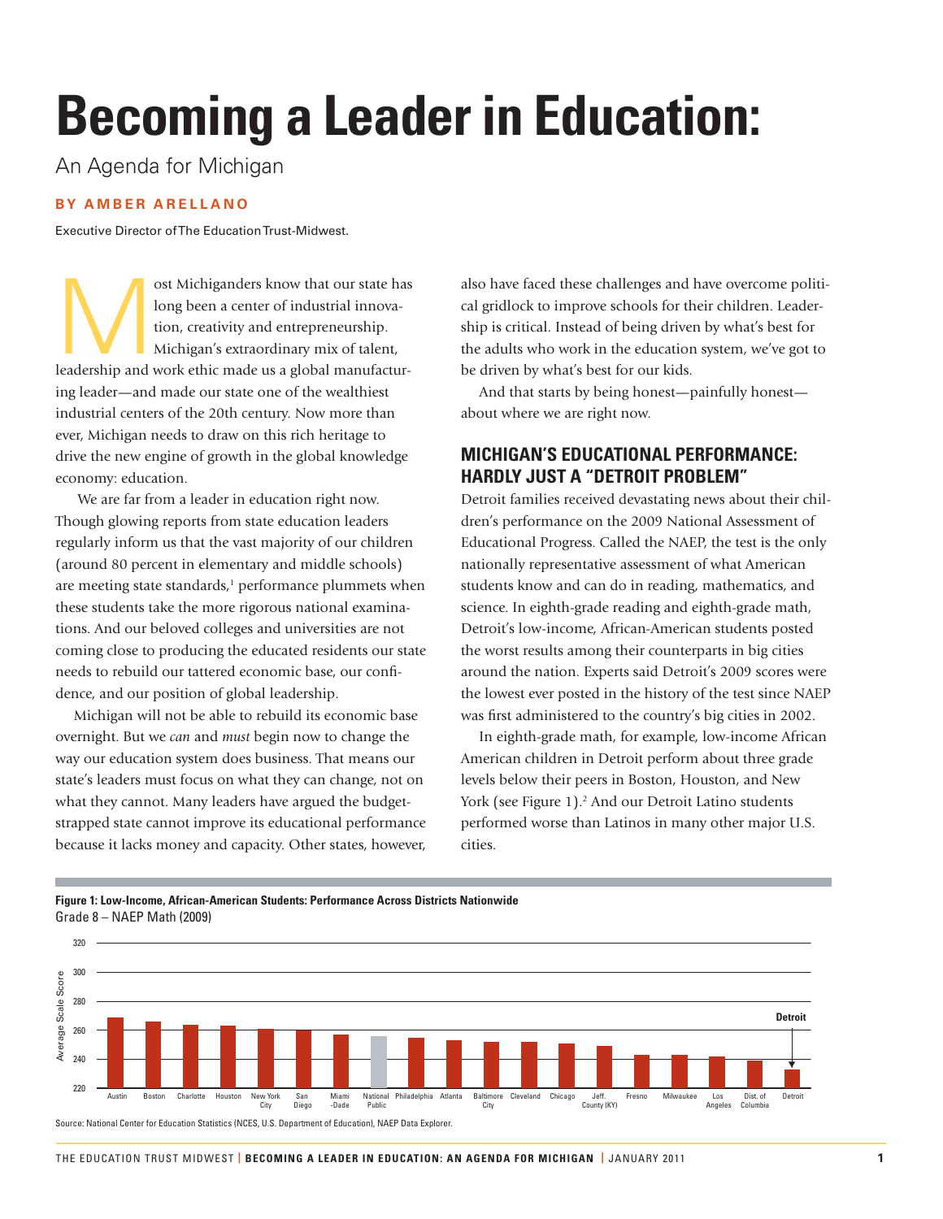# Becoming a Leader in Education:

An Agenda for Michigan

**BY AMBER ARELLANO**

Executive Director of The Education Trust-Midwest.

Most Michiganders know that our state has long been a center of industrial innovation, creativity and entrepreneurship. Michigan's extraordinary mix of talent, leadership and work ethic made us a global manufacturing leader—and made our state one of the wealthiest industrial centers of the 20th century. Now more than ever, Michigan needs to draw on this rich heritage to drive the new engine of growth in the global knowledge economy: education.

We are far from a leader in education right now. Though glowing reports from state education leaders regularly inform us that the vast majority of our children (around 80 percent in elementary and middle schools) are meeting state standards,[1] performance plummets when these students take the more rigorous national examinations. And our beloved colleges and universities are not coming close to producing the educated residents our state needs to rebuild our tattered economic base, our confidence, and our position of global leadership.

Michigan will not be able to rebuild its economic base overnight. But we *can* and *must* begin now to change the way our education system does business. That means our state's leaders must focus on what they can change, not on what they cannot. Many leaders have argued the budget-strapped state cannot improve its educational performance because it lacks money and capacity. Other states, however, also have faced these challenges and have overcome political gridlock to improve schools for their children. Leadership is critical. Instead of being driven by what's best for the adults who work in the education system, we've got to be driven by what's best for our kids.

And that starts by being honest—painfully honest—about where we are right now.

## MICHIGAN'S EDUCATIONAL PERFORMANCE: HARDLY JUST A "DETROIT PROBLEM"

Detroit families received devastating news about their children's performance on the 2009 National Assessment of Educational Progress. Called the NAEP, the test is the only nationally representative assessment of what American students know and can do in reading, mathematics, and science. In eighth-grade reading and eighth-grade math, Detroit's low-income, African-American students posted the worst results among their counterparts in big cities around the nation. Experts said Detroit's 2009 scores were the lowest ever posted in the history of the test since NAEP was first administered to the country's big cities in 2002.

In eighth-grade math, for example, low-income African American children in Detroit perform about three grade levels below their peers in Boston, Houston, and New York (see Figure 1).[2] And our Detroit Latino students performed worse than Latinos in many other major U.S. cities.

**Figure 1: Low-Income, African-American Students: Performance Across Districts Nationwide**
Grade 8 – NAEP Math (2009)

| District | Approx. Average Scale Score |
|---|---|
| Austin | 269 |
| Boston | 266 |
| Charlotte | 264 |
| Houston | 263 |
| New York City | 261 |
| San Diego | 260 |
| Miami-Dade | 257 |
| National Public | 256 |
| Philadelphia | 255 |
| Atlanta | 253 |
| Baltimore City | 252 |
| Cleveland | 252 |
| Chicago | 251 |
| Jeff. County (KY) | 249 |
| Fresno | 243 |
| Milwaukee | 243 |
| Los Angeles | 242 |
| Dist. of Columbia | 239 |
| Detroit | 233 |

Source: National Center for Education Statistics (NCES, U.S. Department of Education), NAEP Data Explorer.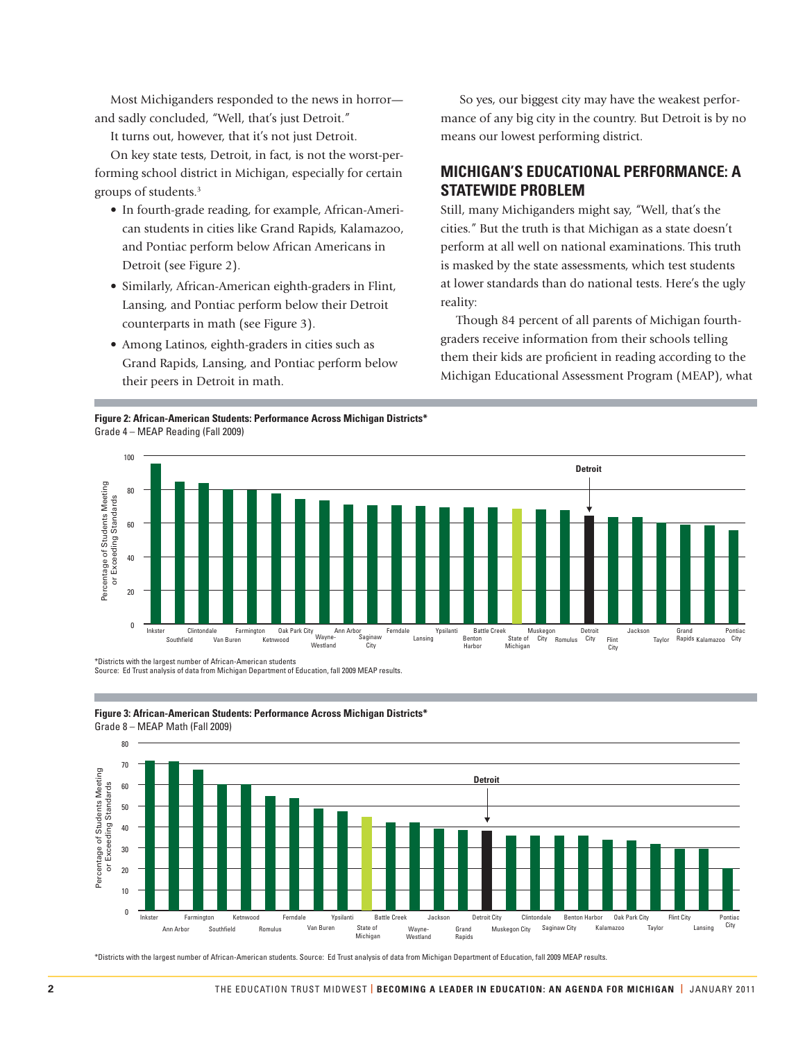Most Michiganders responded to the news in horror—and sadly concluded, "Well, that's just Detroit."

It turns out, however, that it's not just Detroit.

On key state tests, Detroit, in fact, is not the worst-performing school district in Michigan, especially for certain groups of students.[3]

- In fourth-grade reading, for example, African-American students in cities like Grand Rapids, Kalamazoo, and Pontiac perform below African Americans in Detroit (see Figure 2).
- Similarly, African-American eighth-graders in Flint, Lansing, and Pontiac perform below their Detroit counterparts in math (see Figure 3).
- Among Latinos, eighth-graders in cities such as Grand Rapids, Lansing, and Pontiac perform below their peers in Detroit in math.

So yes, our biggest city may have the weakest performance of any big city in the country. But Detroit is by no means our lowest performing district.

## MICHIGAN'S EDUCATIONAL PERFORMANCE: A STATEWIDE PROBLEM

Still, many Michiganders might say, "Well, that's the cities." But the truth is that Michigan as a state doesn't perform at all well on national examinations. This truth is masked by the state assessments, which test students at lower standards than do national tests. Here's the ugly reality:

Though 84 percent of all parents of Michigan fourth-graders receive information from their schools telling them their kids are proficient in reading according to the Michigan Educational Assessment Program (MEAP), what

**Figure 2: African-American Students: Performance Across Michigan Districts***
Grade 4 – MEAP Reading (Fall 2009)

Percentage of Students Meeting or Exceeding Standards

Inkster, Southfield, Clintondale, Van Buren, Farmington, Ketnwood, Oak Park City, Wayne-Westland, Ann Arbor, Saginaw City, Ferndale, Lansing, Ypsilanti, Benton Harbor, Battle Creek, State of Michigan, Muskegon City, Romulus, Detroit City, Flint City, Jackson, Taylor, Grand Rapids, Kalamazoo, Pontiac City

*Districts with the largest number of African-American students
Source: Ed Trust analysis of data from Michigan Department of Education, fall 2009 MEAP results.

**Figure 3: African-American Students: Performance Across Michigan Districts***
Grade 8 – MEAP Math (Fall 2009)

Percentage of Studing Students Meeting or Exceeding Standards

Inkster, Ann Arbor, Farmington, Southfield, Ketnwood, Romulus, Ferndale, Van Buren, Ypsilanti, State of Michigan, Battle Creek, Wayne-Westland, Jackson, Grand Rapids, Detroit City, Muskegon City, Clintondale, Saginaw City, Benton Harbor, Kalamazoo, Oak Park City, Taylor, Flint City, Lansing, Pontiac City

*Districts with the largest number of African-American students. Source: Ed Trust analysis of data from Michigan Department of Education, fall 2009 MEAP results.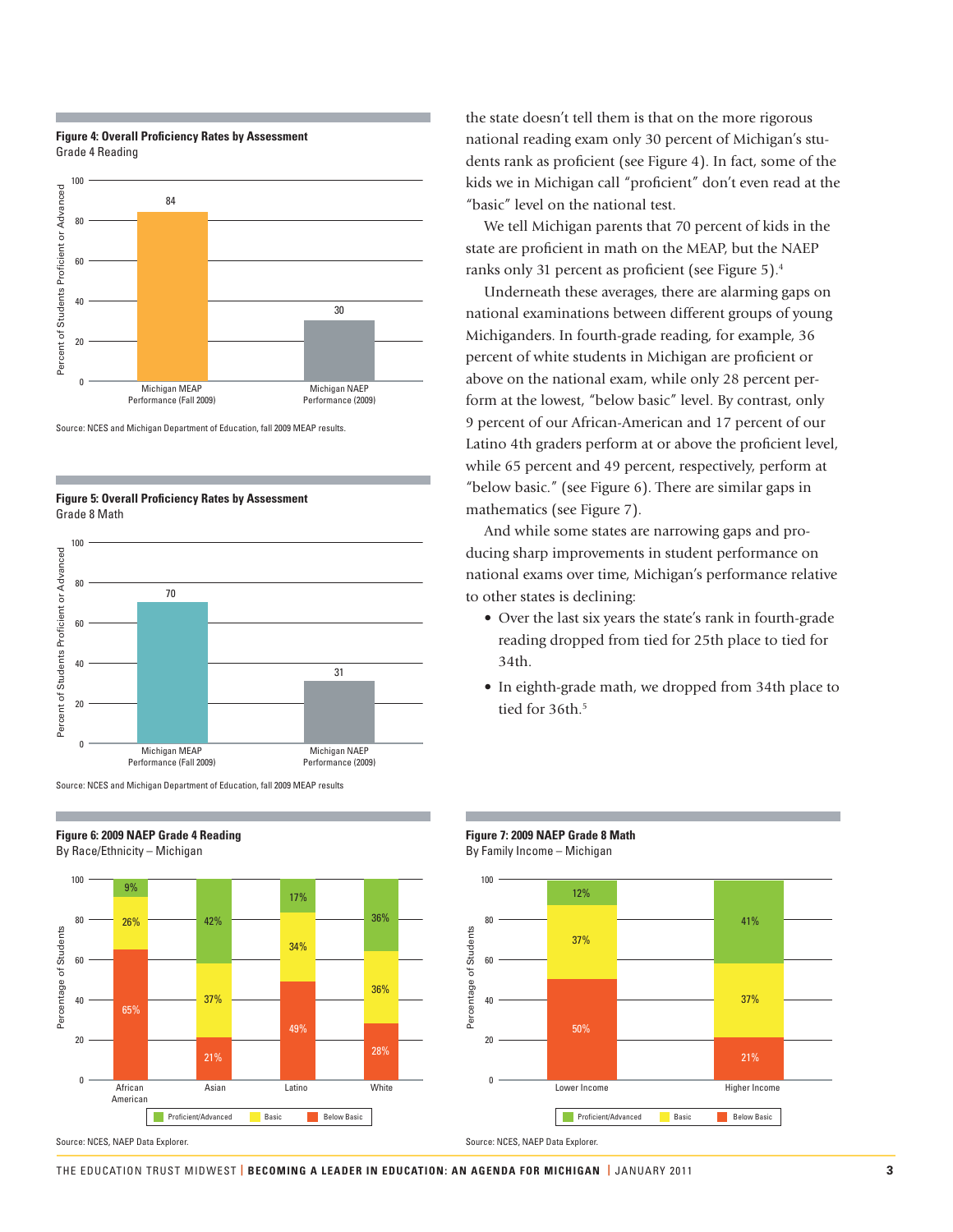**Figure 4: Overall Proficiency Rates by Assessment**
Grade 4 Reading

| | Percent of Students Proficient or Advanced |
|---|---|
| Michigan MEAP Performance (Fall 2009) | 84 |
| Michigan NAEP Performance (2009) | 30 |

Source: NCES and Michigan Department of Education, fall 2009 MEAP results.

**Figure 5: Overall Proficiency Rates by Assessment**
Grade 8 Math

| | Percent of Students Proficient or Advanced |
|---|---|
| Michigan MEAP Performance (Fall 2009) | 70 |
| Michigan NAEP Performance (2009) | 31 |

Source: NCES and Michigan Department of Education, fall 2009 MEAP results

the state doesn't tell them is that on the more rigorous national reading exam only 30 percent of Michigan's students rank as proficient (see Figure 4). In fact, some of the kids we in Michigan call "proficient" don't even read at the "basic" level on the national test.

We tell Michigan parents that 70 percent of kids in the state are proficient in math on the MEAP, but the NAEP ranks only 31 percent as proficient (see Figure 5).[4]

Underneath these averages, there are alarming gaps on national examinations between different groups of young Michiganders. In fourth-grade reading, for example, 36 percent of white students in Michigan are proficient or above on the national exam, while only 28 percent perform at the lowest, "below basic" level. By contrast, only 9 percent of our African-American and 17 percent of our Latino 4th graders perform at or above the proficient level, while 65 percent and 49 percent, respectively, perform at "below basic." (see Figure 6). There are similar gaps in mathematics (see Figure 7).

And while some states are narrowing gaps and producing sharp improvements in student performance on national exams over time, Michigan's performance relative to other states is declining:

- Over the last six years the state's rank in fourth-grade reading dropped from tied for 25th place to tied for 34th.
- In eighth-grade math, we dropped from 34th place to tied for 36th.[5]

**Figure 6: 2009 NAEP Grade 4 Reading**
By Race/Ethnicity – Michigan

| Percentage of Students | African American | Asian | Latino | White |
|---|---|---|---|---|
| Proficient/Advanced | 9% | 42% | 17% | 36% |
| Basic | 26% | 37% | 34% | 36% |
| Below Basic | 65% | 21% | 49% | 28% |

Source: NCES, NAEP Data Explorer.

**Figure 7: 2009 NAEP Grade 8 Math**
By Family Income – Michigan

| Percentage of Students | Lower Income | Higher Income |
|---|---|---|
| Proficient/Advanced | 12% | 41% |
| Basic | 37% | 37% |
| Below Basic | 50% | 21% |

Source: NCES, NAEP Data Explorer.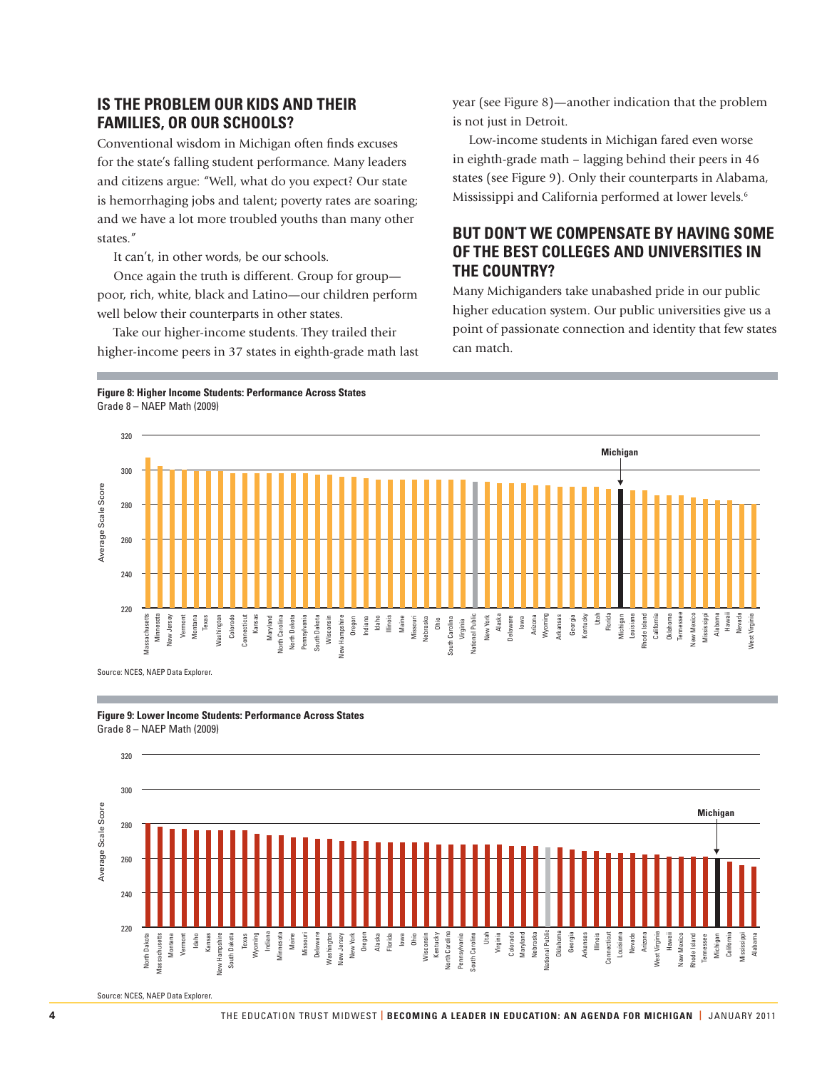## IS THE PROBLEM OUR KIDS AND THEIR FAMILIES, OR OUR SCHOOLS?

Conventional wisdom in Michigan often finds excuses for the state's falling student performance. Many leaders and citizens argue: "Well, what do you expect? Our state is hemorrhaging jobs and talent; poverty rates are soaring; and we have a lot more troubled youths than many other states."

It can't, in other words, be our schools.

Once again the truth is different. Group for group—poor, rich, white, black and Latino—our children perform well below their counterparts in other states.

Take our higher-income students. They trailed their higher-income peers in 37 states in eighth-grade math last year (see Figure 8)—another indication that the problem is not just in Detroit.

Low-income students in Michigan fared even worse in eighth-grade math – lagging behind their peers in 46 states (see Figure 9). Only their counterparts in Alabama, Mississippi and California performed at lower levels.[6]

## BUT DON'T WE COMPENSATE BY HAVING SOME OF THE BEST COLLEGES AND UNIVERSITIES IN THE COUNTRY?

Many Michiganders take unabashed pride in our public higher education system. Our public universities give us a point of passionate connection and identity that few states can match.

**Figure 8: Higher Income Students: Performance Across States**
Grade 8 – NAEP Math (2009)

Source: NCES, NAEP Data Explorer.

**Figure 9: Lower Income Students: Performance Across States**
Grade 8 – NAEP Math (2009)

Source: NCES, NAEP Data Explorer.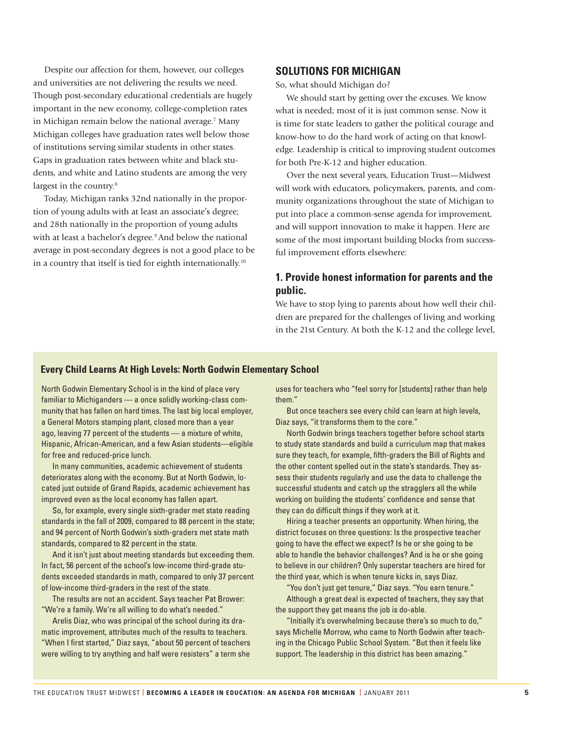Despite our affection for them, however, our colleges and universities are not delivering the results we need. Though post-secondary educational credentials are hugely important in the new economy, college-completion rates in Michigan remain below the national average.[7] Many Michigan colleges have graduation rates well below those of institutions serving similar students in other states. Gaps in graduation rates between white and black students, and white and Latino students are among the very largest in the country.[8]

Today, Michigan ranks 32nd nationally in the proportion of young adults with at least an associate's degree; and 28th nationally in the proportion of young adults with at least a bachelor's degree.[9] And below the national average in post-secondary degrees is not a good place to be in a country that itself is tied for eighth internationally.[10]

## SOLUTIONS FOR MICHIGAN

So, what should Michigan do?

We should start by getting over the excuses. We know what is needed; most of it is just common sense. Now it is time for state leaders to gather the political courage and know-how to do the hard work of acting on that knowledge. Leadership is critical to improving student outcomes for both Pre-K-12 and higher education.

Over the next several years, Education Trust—Midwest will work with educators, policymakers, parents, and community organizations throughout the state of Michigan to put into place a common-sense agenda for improvement, and will support innovation to make it happen. Here are some of the most important building blocks from successful improvement efforts elsewhere:

### 1. Provide honest information for parents and the public.

We have to stop lying to parents about how well their children are prepared for the challenges of living and working in the 21st Century. At both the K-12 and the college level,

---

#### Every Child Learns At High Levels: North Godwin Elementary School

North Godwin Elementary School is in the kind of place very familiar to Michiganders — a once solidly working-class community that has fallen on hard times. The last big local employer, a General Motors stamping plant, closed more than a year ago, leaving 77 percent of the students — a mixture of white, Hispanic, African-American, and a few Asian students—eligible for free and reduced-price lunch.

In many communities, academic achievement of students deteriorates along with the economy. But at North Godwin, located just outside of Grand Rapids, academic achievement has improved even as the local economy has fallen apart.

So, for example, every single sixth-grader met state reading standards in the fall of 2009, compared to 88 percent in the state; and 94 percent of North Godwin's sixth-graders met state math standards, compared to 82 percent in the state.

And it isn't just about meeting standards but exceeding them. In fact, 56 percent of the school's low-income third-grade students exceeded standards in math, compared to only 37 percent of low-income third-graders in the rest of the state.

The results are not an accident. Says teacher Pat Brower: "We're a family. We're all willing to do what's needed."

Arelis Diaz, who was principal of the school during its dramatic improvement, attributes much of the results to teachers. "When I first started," Diaz says, "about 50 percent of teachers were willing to try anything and half were resisters" a term she uses for teachers who "feel sorry for [students] rather than help them."

But once teachers see every child can learn at high levels, Diaz says, "it transforms them to the core."

North Godwin brings teachers together before school starts to study state standards and build a curriculum map that makes sure they teach, for example, fifth-graders the Bill of Rights and the other content spelled out in the state's standards. They assess their students regularly and use the data to challenge the successful students and catch up the stragglers all the while working on building the students' confidence and sense that they can do difficult things if they work at it.

Hiring a teacher presents an opportunity. When hiring, the district focuses on three questions: Is the prospective teacher going to have the effect we expect? Is he or she going to be able to handle the behavior challenges? And is he or she going to believe in our children? Only superstar teachers are hired for the third year, which is when tenure kicks in, says Diaz.

"You don't just get tenure," Diaz says. "You earn tenure."

Although a great deal is expected of teachers, they say that the support they get means the job is do-able.

"Initially it's overwhelming because there's so much to do," says Michelle Morrow, who came to North Godwin after teaching in the Chicago Public School System. "But then it feels like support. The leadership in this district has been amazing."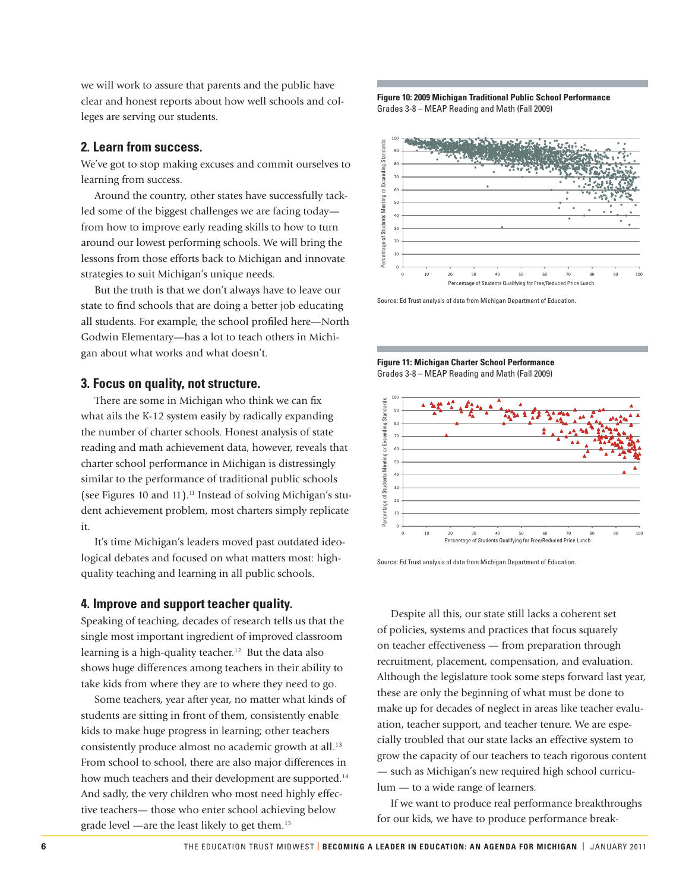we will work to assure that parents and the public have clear and honest reports about how well schools and colleges are serving our students.

## 2. Learn from success.

We've got to stop making excuses and commit ourselves to learning from success.

Around the country, other states have successfully tackled some of the biggest challenges we are facing today—from how to improve early reading skills to how to turn around our lowest performing schools. We will bring the lessons from those efforts back to Michigan and innovate strategies to suit Michigan's unique needs.

But the truth is that we don't always have to leave our state to find schools that are doing a better job educating all students. For example, the school profiled here—North Godwin Elementary—has a lot to teach others in Michigan about what works and what doesn't.

## 3. Focus on quality, not structure.

There are some in Michigan who think we can fix what ails the K-12 system easily by radically expanding the number of charter schools. Honest analysis of state reading and math achievement data, however, reveals that charter school performance in Michigan is distressingly similar to the performance of traditional public schools (see Figures 10 and 11).[11] Instead of solving Michigan's student achievement problem, most charters simply replicate it.

It's time Michigan's leaders moved past outdated ideological debates and focused on what matters most: high-quality teaching and learning in all public schools.

## 4. Improve and support teacher quality.

Speaking of teaching, decades of research tells us that the single most important ingredient of improved classroom learning is a high-quality teacher.[12] But the data also shows huge differences among teachers in their ability to take kids from where they are to where they need to go.

Some teachers, year after year, no matter what kinds of students are sitting in front of them, consistently enable kids to make huge progress in learning; other teachers consistently produce almost no academic growth at all.[13] From school to school, there are also major differences in how much teachers and their development are supported.[14] And sadly, the very children who most need highly effective teachers— those who enter school achieving below grade level —are the least likely to get them.[15]

**Figure 10: 2009 Michigan Traditional Public School Performance**
Grades 3-8 – MEAP Reading and Math (Fall 2009)

Source: Ed Trust analysis of data from Michigan Department of Education.

**Figure 11: Michigan Charter School Performance**
Grades 3-8 – MEAP Reading and Math (Fall 2009)

Source: Ed Trust analysis of data from Michigan Department of Education.

Despite all this, our state still lacks a coherent set of policies, systems and practices that focus squarely on teacher effectiveness — from preparation through recruitment, placement, compensation, and evaluation. Although the legislature took some steps forward last year, these are only the beginning of what must be done to make up for decades of neglect in areas like teacher evaluation, teacher support, and teacher tenure. We are especially troubled that our state lacks an effective system to grow the capacity of our teachers to teach rigorous content — such as Michigan's new required high school curriculum — to a wide range of learners.

If we want to produce real performance breakthroughs for our kids, we have to produce performance break-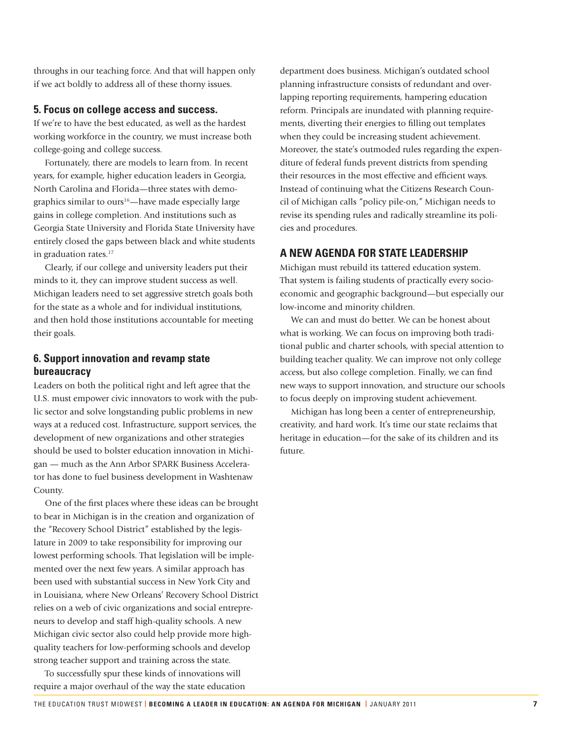throughs in our teaching force. And that will happen only if we act boldly to address all of these thorny issues.

### 5. Focus on college access and success.

If we're to have the best educated, as well as the hardest working workforce in the country, we must increase both college-going and college success.

Fortunately, there are models to learn from. In recent years, for example, higher education leaders in Georgia, North Carolina and Florida—three states with demographics similar to ours[16]—have made especially large gains in college completion. And institutions such as Georgia State University and Florida State University have entirely closed the gaps between black and white students in graduation rates.[17]

Clearly, if our college and university leaders put their minds to it, they can improve student success as well. Michigan leaders need to set aggressive stretch goals both for the state as a whole and for individual institutions, and then hold those institutions accountable for meeting their goals.

### 6. Support innovation and revamp state bureaucracy

Leaders on both the political right and left agree that the U.S. must empower civic innovators to work with the public sector and solve longstanding public problems in new ways at a reduced cost. Infrastructure, support services, the development of new organizations and other strategies should be used to bolster education innovation in Michigan — much as the Ann Arbor SPARK Business Accelerator has done to fuel business development in Washtenaw County.

One of the first places where these ideas can be brought to bear in Michigan is in the creation and organization of the "Recovery School District" established by the legislature in 2009 to take responsibility for improving our lowest performing schools. That legislation will be implemented over the next few years. A similar approach has been used with substantial success in New York City and in Louisiana, where New Orleans' Recovery School District relies on a web of civic organizations and social entrepreneurs to develop and staff high-quality schools. A new Michigan civic sector also could help provide more high-quality teachers for low-performing schools and develop strong teacher support and training across the state.

To successfully spur these kinds of innovations will require a major overhaul of the way the state education department does business. Michigan's outdated school planning infrastructure consists of redundant and overlapping reporting requirements, hampering education reform. Principals are inundated with planning requirements, diverting their energies to filling out templates when they could be increasing student achievement. Moreover, the state's outmoded rules regarding the expenditure of federal funds prevent districts from spending their resources in the most effective and efficient ways. Instead of continuing what the Citizens Research Council of Michigan calls "policy pile-on," Michigan needs to revise its spending rules and radically streamline its policies and procedures.

## A NEW AGENDA FOR STATE LEADERSHIP

Michigan must rebuild its tattered education system. That system is failing students of practically every socioeconomic and geographic background—but especially our low-income and minority children.

We can and must do better. We can be honest about what is working. We can focus on improving both traditional public and charter schools, with special attention to building teacher quality. We can improve not only college access, but also college completion. Finally, we can find new ways to support innovation, and structure our schools to focus deeply on improving student achievement.

Michigan has long been a center of entrepreneurship, creativity, and hard work. It's time our state reclaims that heritage in education—for the sake of its children and its future.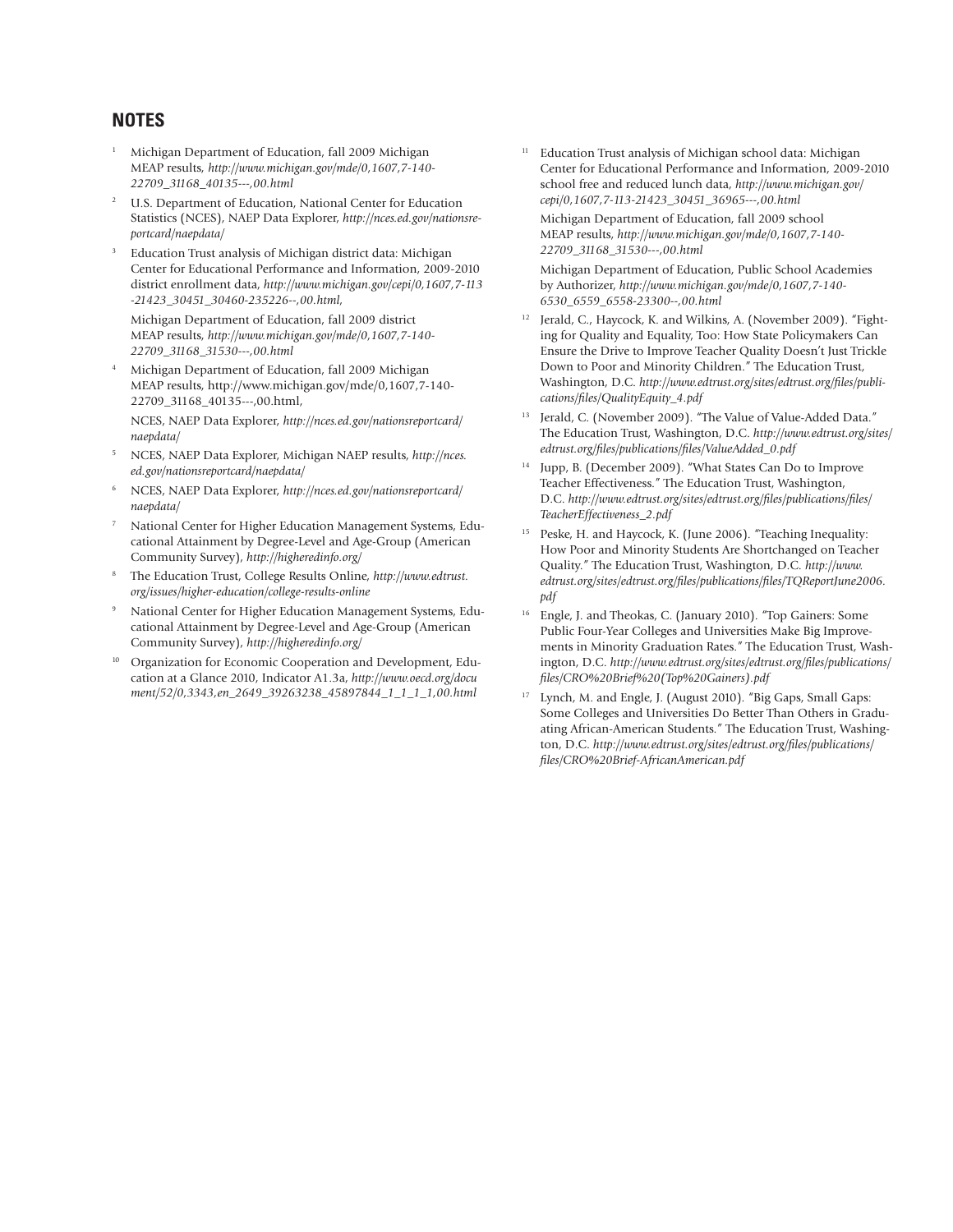## NOTES

1. Michigan Department of Education, fall 2009 Michigan MEAP results, *http://www.michigan.gov/mde/0,1607,7-140-22709_31168_40135---,00.html*
2. U.S. Department of Education, National Center for Education Statistics (NCES), NAEP Data Explorer, *http://nces.ed.gov/nationsreportcard/naepdata/*
3. Education Trust analysis of Michigan district data: Michigan Center for Educational Performance and Information, 2009-2010 district enrollment data, *http://www.michigan.gov/cepi/0,1607,7-113-21423_30451_30460-235226--,00.html,*

   Michigan Department of Education, fall 2009 district MEAP results, *http://www.michigan.gov/mde/0,1607,7-140-22709_31168_31530---,00.html*
4. Michigan Department of Education, fall 2009 Michigan MEAP results, http://www.michigan.gov/mde/0,1607,7-140-22709_31168_40135---,00.html,

   NCES, NAEP Data Explorer, *http://nces.ed.gov/nationsreportcard/naepdata/*
5. NCES, NAEP Data Explorer, Michigan NAEP results, *http://nces.ed.gov/nationsreportcard/naepdata/*
6. NCES, NAEP Data Explorer, *http://nces.ed.gov/nationsreportcard/naepdata/*
7. National Center for Higher Education Management Systems, Educational Attainment by Degree-Level and Age-Group (American Community Survey), *http://higheredinfo.org/*
8. The Education Trust, College Results Online, *http://www.edtrust.org/issues/higher-education/college-results-online*
9. National Center for Higher Education Management Systems, Educational Attainment by Degree-Level and Age-Group (American Community Survey), *http://higheredinfo.org/*
10. Organization for Economic Cooperation and Development, Education at a Glance 2010, Indicator A1.3a, *http://www.oecd.org/document/52/0,3343,en_2649_39263238_45897844_1_1_1_1,00.html*
11. Education Trust analysis of Michigan school data: Michigan Center for Educational Performance and Information, 2009-2010 school free and reduced lunch data, *http://www.michigan.gov/cepi/0,1607,7-113-21423_30451_36965---,00.html*

    Michigan Department of Education, fall 2009 school MEAP results, *http://www.michigan.gov/mde/0,1607,7-140-22709_31168_31530---,00.html*

    Michigan Department of Education, Public School Academies by Authorizer, *http://www.michigan.gov/mde/0,1607,7-140-6530_6559_6558-23300--,00.html*
12. Jerald, C., Haycock, K. and Wilkins, A. (November 2009). "Fighting for Quality and Equality, Too: How State Policymakers Can Ensure the Drive to Improve Teacher Quality Doesn't Just Trickle Down to Poor and Minority Children." The Education Trust, Washington, D.C. *http://www.edtrust.org/sites/edtrust.org/files/publications/files/QualityEquity_4.pdf*
13. Jerald, C. (November 2009). "The Value of Value-Added Data." The Education Trust, Washington, D.C. *http://www.edtrust.org/sites/edtrust.org/files/publications/files/ValueAdded_0.pdf*
14. Jupp, B. (December 2009). "What States Can Do to Improve Teacher Effectiveness." The Education Trust, Washington, D.C. *http://www.edtrust.org/sites/edtrust.org/files/publications/files/TeacherEffectiveness_2.pdf*
15. Peske, H. and Haycock, K. (June 2006). "Teaching Inequality: How Poor and Minority Students Are Shortchanged on Teacher Quality." The Education Trust, Washington, D.C. *http://www.edtrust.org/sites/edtrust.org/files/publications/files/TQReportJune2006.pdf*
16. Engle, J. and Theokas, C. (January 2010). "Top Gainers: Some Public Four-Year Colleges and Universities Make Big Improvements in Minority Graduation Rates." The Education Trust, Washington, D.C. *http://www.edtrust.org/sites/edtrust.org/files/publications/files/CRO%20Brief%20(Top%20Gainers).pdf*
17. Lynch, M. and Engle, J. (August 2010). "Big Gaps, Small Gaps: Some Colleges and Universities Do Better Than Others in Graduating African-American Students." The Education Trust, Washington, D.C. *http://www.edtrust.org/sites/edtrust.org/files/publications/files/CRO%20Brief-AfricanAmerican.pdf*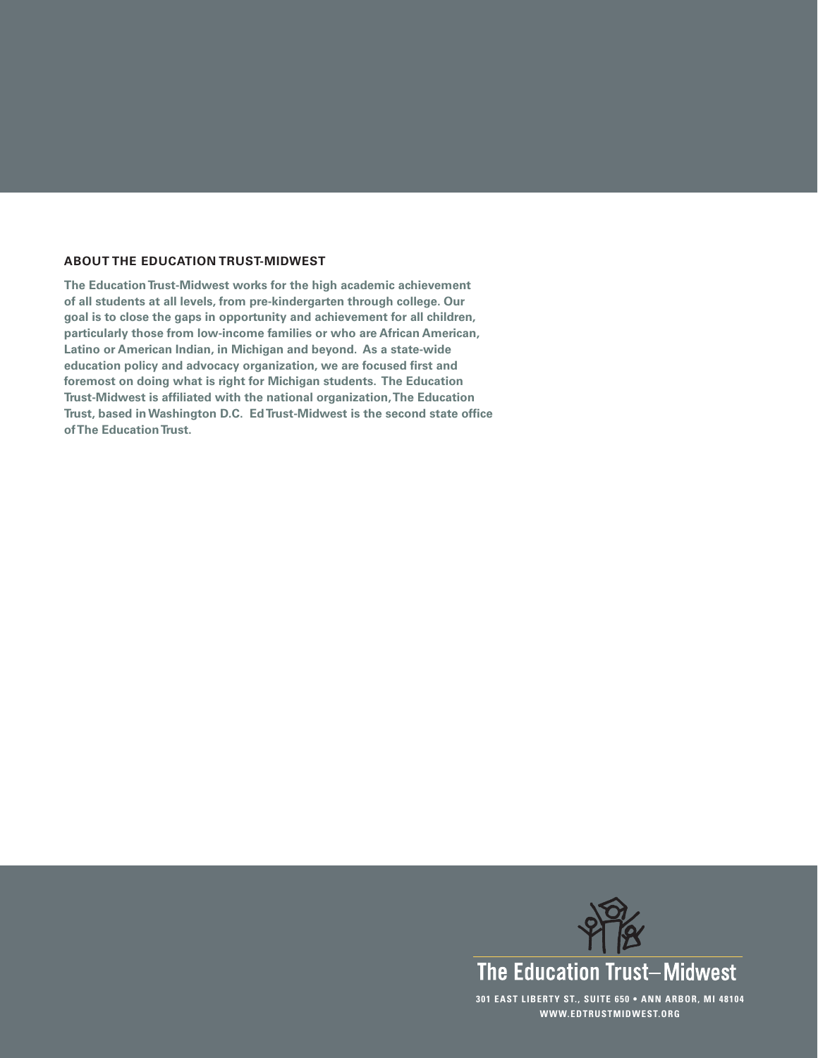## ABOUT THE EDUCATION TRUST-MIDWEST

**The Education Trust-Midwest works for the high academic achievement of all students at all levels, from pre-kindergarten through college. Our goal is to close the gaps in opportunity and achievement for all children, particularly those from low-income families or who are African American, Latino or American Indian, in Michigan and beyond. As a state-wide education policy and advocacy organization, we are focused first and foremost on doing what is right for Michigan students. The Education Trust-Midwest is affiliated with the national organization, The Education Trust, based in Washington D.C. Ed Trust-Midwest is the second state office of The Education Trust.**

The Education Trust–Midwest

301 EAST LIBERTY ST., SUITE 650 • ANN ARBOR, MI 48104
WWW.EDTRUSTMIDWEST.ORG